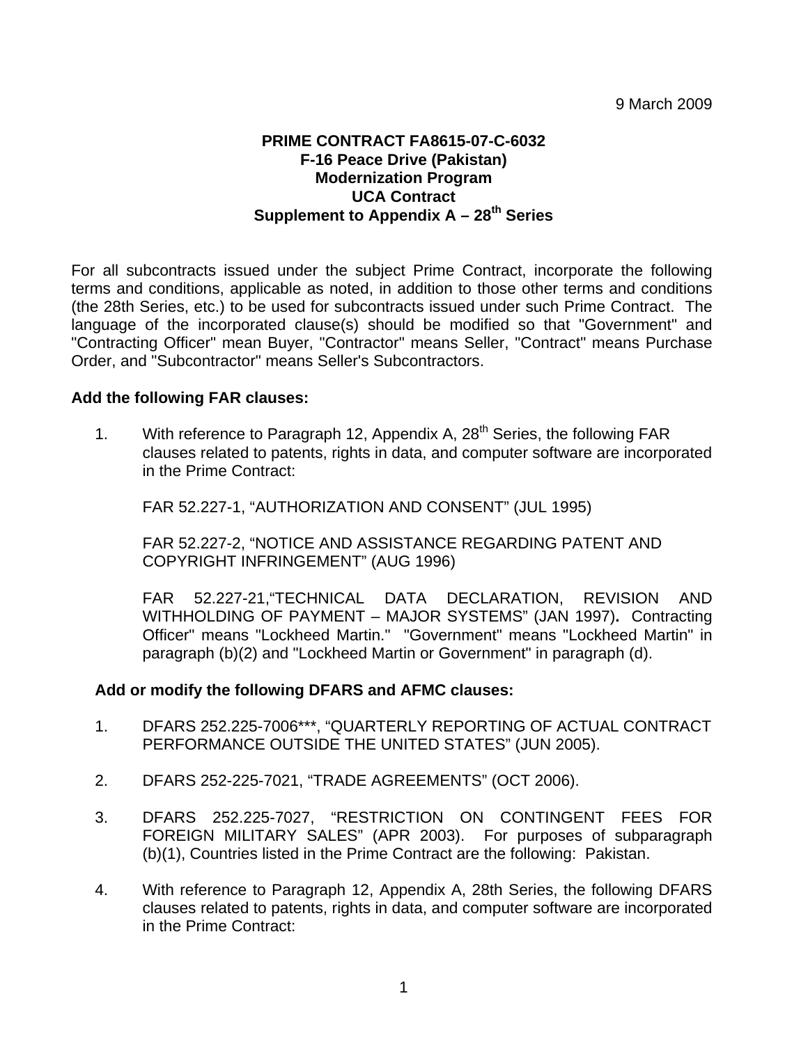9 March 2009

**PRIME CONTRACT FA8615-07-C-6032**
**F-16 Peace Drive (Pakistan)**
**Modernization Program**
**UCA Contract**
**Supplement to Appendix A – 28th Series**

For all subcontracts issued under the subject Prime Contract, incorporate the following terms and conditions, applicable as noted, in addition to those other terms and conditions (the 28th Series, etc.) to be used for subcontracts issued under such Prime Contract. The language of the incorporated clause(s) should be modified so that "Government" and "Contracting Officer" mean Buyer, "Contractor" means Seller, "Contract" means Purchase Order, and "Subcontractor" means Seller's Subcontractors.

**Add the following FAR clauses:**

1. With reference to Paragraph 12, Appendix A, 28th Series, the following FAR clauses related to patents, rights in data, and computer software are incorporated in the Prime Contract:

   FAR 52.227-1, "AUTHORIZATION AND CONSENT" (JUL 1995)

   FAR 52.227-2, "NOTICE AND ASSISTANCE REGARDING PATENT AND COPYRIGHT INFRINGEMENT" (AUG 1996)

   FAR 52.227-21,"TECHNICAL DATA DECLARATION, REVISION AND WITHHOLDING OF PAYMENT – MAJOR SYSTEMS" (JAN 1997)**.** Contracting Officer" means "Lockheed Martin." "Government" means "Lockheed Martin" in paragraph (b)(2) and "Lockheed Martin or Government" in paragraph (d).

**Add or modify the following DFARS and AFMC clauses:**

1. DFARS 252.225-7006***, "QUARTERLY REPORTING OF ACTUAL CONTRACT PERFORMANCE OUTSIDE THE UNITED STATES" (JUN 2005).

2. DFARS 252-225-7021, "TRADE AGREEMENTS" (OCT 2006).

3. DFARS 252.225-7027, "RESTRICTION ON CONTINGENT FEES FOR FOREIGN MILITARY SALES" (APR 2003). For purposes of subparagraph (b)(1), Countries listed in the Prime Contract are the following: Pakistan.

4. With reference to Paragraph 12, Appendix A, 28th Series, the following DFARS clauses related to patents, rights in data, and computer software are incorporated in the Prime Contract: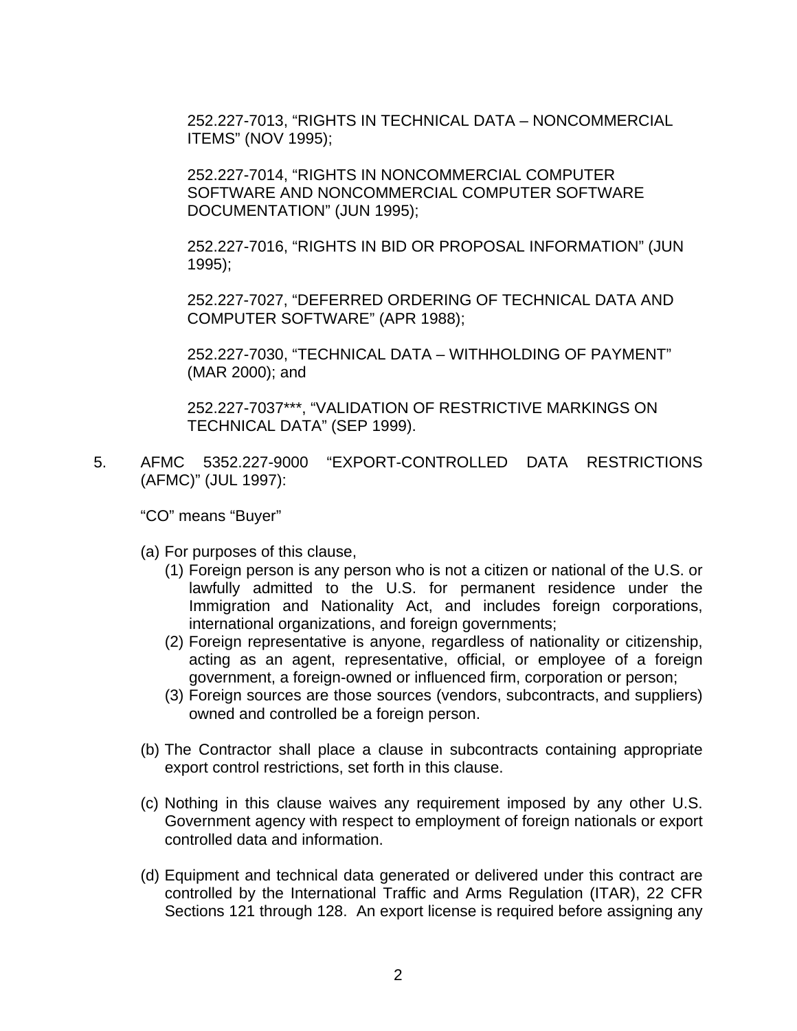252.227-7013, “RIGHTS IN TECHNICAL DATA – NONCOMMERCIAL ITEMS” (NOV 1995);

252.227-7014, “RIGHTS IN NONCOMMERCIAL COMPUTER SOFTWARE AND NONCOMMERCIAL COMPUTER SOFTWARE DOCUMENTATION” (JUN 1995);

252.227-7016, “RIGHTS IN BID OR PROPOSAL INFORMATION” (JUN 1995);

252.227-7027, “DEFERRED ORDERING OF TECHNICAL DATA AND COMPUTER SOFTWARE” (APR 1988);

252.227-7030, “TECHNICAL DATA – WITHHOLDING OF PAYMENT” (MAR 2000); and

252.227-7037***, “VALIDATION OF RESTRICTIVE MARKINGS ON TECHNICAL DATA” (SEP 1999).

5. AFMC 5352.227-9000 “EXPORT-CONTROLLED DATA RESTRICTIONS (AFMC)” (JUL 1997):

   “CO” means “Buyer”

   (a) For purposes of this clause,
      (1) Foreign person is any person who is not a citizen or national of the U.S. or lawfully admitted to the U.S. for permanent residence under the Immigration and Nationality Act, and includes foreign corporations, international organizations, and foreign governments;
      (2) Foreign representative is anyone, regardless of nationality or citizenship, acting as an agent, representative, official, or employee of a foreign government, a foreign-owned or influenced firm, corporation or person;
      (3) Foreign sources are those sources (vendors, subcontracts, and suppliers) owned and controlled be a foreign person.

   (b) The Contractor shall place a clause in subcontracts containing appropriate export control restrictions, set forth in this clause.

   (c) Nothing in this clause waives any requirement imposed by any other U.S. Government agency with respect to employment of foreign nationals or export controlled data and information.

   (d) Equipment and technical data generated or delivered under this contract are controlled by the International Traffic and Arms Regulation (ITAR), 22 CFR Sections 121 through 128. An export license is required before assigning any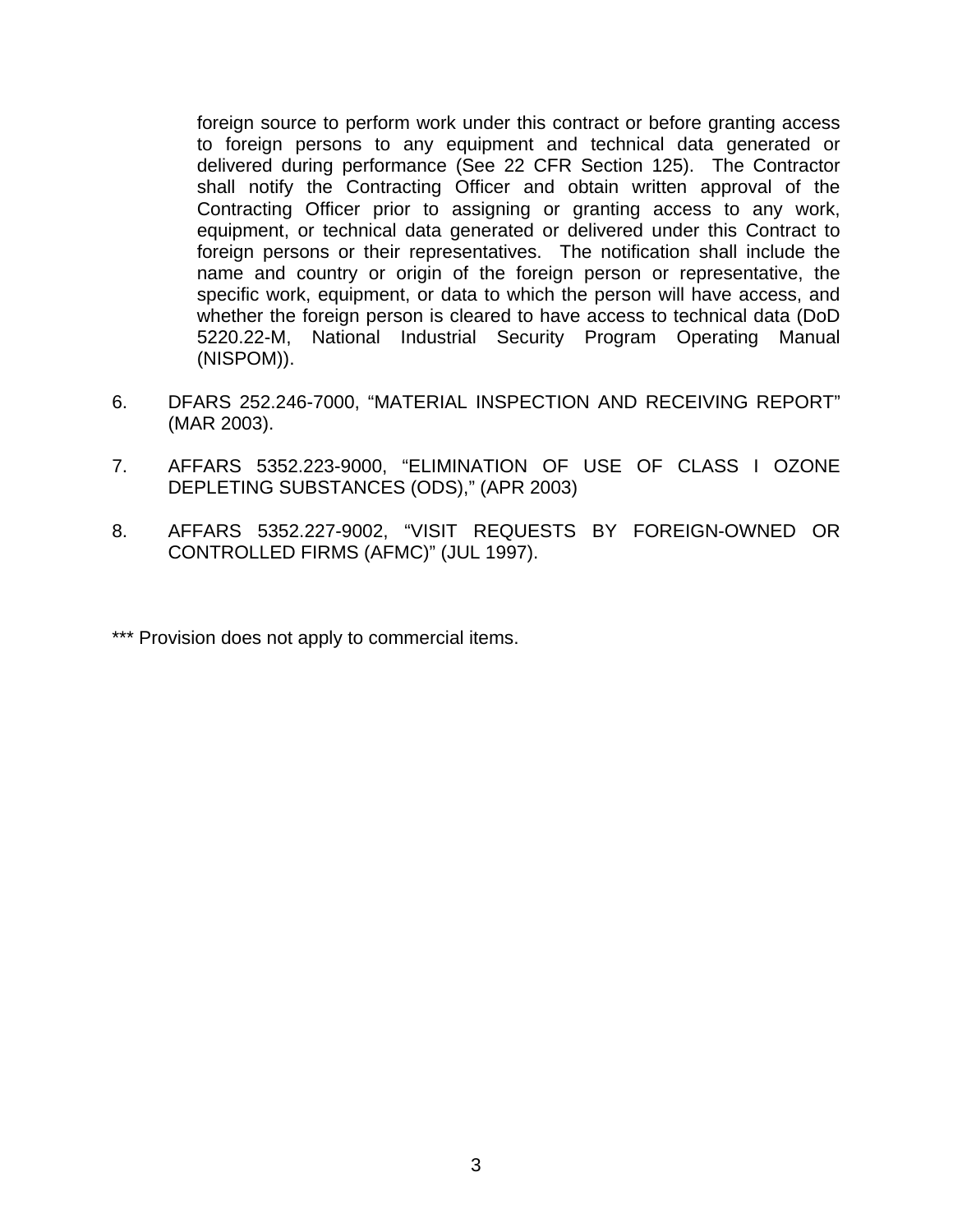foreign source to perform work under this contract or before granting access to foreign persons to any equipment and technical data generated or delivered during performance (See 22 CFR Section 125). The Contractor shall notify the Contracting Officer and obtain written approval of the Contracting Officer prior to assigning or granting access to any work, equipment, or technical data generated or delivered under this Contract to foreign persons or their representatives. The notification shall include the name and country or origin of the foreign person or representative, the specific work, equipment, or data to which the person will have access, and whether the foreign person is cleared to have access to technical data (DoD 5220.22-M, National Industrial Security Program Operating Manual (NISPOM)).

6. DFARS 252.246-7000, "MATERIAL INSPECTION AND RECEIVING REPORT" (MAR 2003).

7. AFFARS 5352.223-9000, "ELIMINATION OF USE OF CLASS I OZONE DEPLETING SUBSTANCES (ODS)," (APR 2003)

8. AFFARS 5352.227-9002, "VISIT REQUESTS BY FOREIGN-OWNED OR CONTROLLED FIRMS (AFMC)" (JUL 1997).

*** Provision does not apply to commercial items.